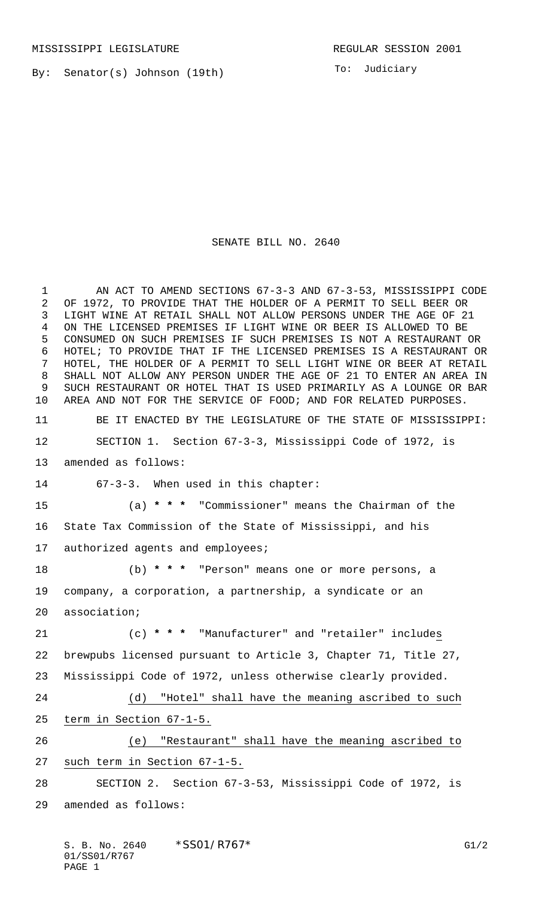MISSISSIPPI LEGISLATURE REGULAR SESSION 2001

By: Senator(s) Johnson (19th)

To: Judiciary

# SENATE BILL NO. 2640

AN ACT TO AMEND SECTIONS 67-3-3 AND 67-3-53, MISSISSIPPI CODE OF 1972, TO PROVIDE THAT THE HOLDER OF A PERMIT TO SELL BEER OR LIGHT WINE AT RETAIL SHALL NOT ALLOW PERSONS UNDER THE AGE OF 21 ON THE LICENSED PREMISES IF LIGHT WINE OR BEER IS ALLOWED TO BE CONSUMED ON SUCH PREMISES IF SUCH PREMISES IS NOT A RESTAURANT OR HOTEL; TO PROVIDE THAT IF THE LICENSED PREMISES IS A RESTAURANT OR HOTEL, THE HOLDER OF A PERMIT TO SELL LIGHT WINE OR BEER AT RETAIL SHALL NOT ALLOW ANY PERSON UNDER THE AGE OF 21 TO ENTER AN AREA IN SUCH RESTAURANT OR HOTEL THAT IS USED PRIMARILY AS A LOUNGE OR BAR AREA AND NOT FOR THE SERVICE OF FOOD; AND FOR RELATED PURPOSES.

BE IT ENACTED BY THE LEGISLATURE OF THE STATE OF MISSISSIPPI:

SECTION 1. Section 67-3-3, Mississippi Code of 1972, is amended as follows:

67-3-3. When used in this chapter:

(a) **\* \* \*** "Commissioner" means the Chairman of the State Tax Commission of the State of Mississippi, and his authorized agents and employees;

(b) **\* \* \*** "Person" means one or more persons, a company, a corporation, a partnership, a syndicate or an association;

(c) **\* \* \*** "Manufacturer" and "retailer" include<u>s</u> brewpubs licensed pursuant to Article 3, Chapter 71, Title 27, Mississippi Code of 1972, unless otherwise clearly provided.

<u>(d) "Hotel" shall have the meaning ascribed to such term in Section 67-1-5.</u>

<u>(e) "Restaurant" shall have the meaning ascribed to such term in Section 67-1-5.</u>

SECTION 2. Section 67-3-53, Mississippi Code of 1972, is amended as follows: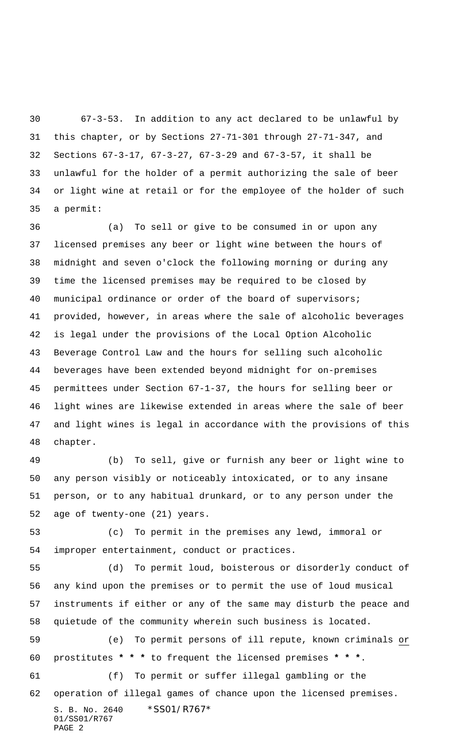67-3-53. In addition to any act declared to be unlawful by this chapter, or by Sections 27-71-301 through 27-71-347, and Sections 67-3-17, 67-3-27, 67-3-29 and 67-3-57, it shall be unlawful for the holder of a permit authorizing the sale of beer or light wine at retail or for the employee of the holder of such a permit:

(a) To sell or give to be consumed in or upon any licensed premises any beer or light wine between the hours of midnight and seven o'clock the following morning or during any time the licensed premises may be required to be closed by municipal ordinance or order of the board of supervisors; provided, however, in areas where the sale of alcoholic beverages is legal under the provisions of the Local Option Alcoholic Beverage Control Law and the hours for selling such alcoholic beverages have been extended beyond midnight for on-premises permittees under Section 67-1-37, the hours for selling beer or light wines are likewise extended in areas where the sale of beer and light wines is legal in accordance with the provisions of this chapter.

(b) To sell, give or furnish any beer or light wine to any person visibly or noticeably intoxicated, or to any insane person, or to any habitual drunkard, or to any person under the age of twenty-one (21) years.

(c) To permit in the premises any lewd, immoral or improper entertainment, conduct or practices.

(d) To permit loud, boisterous or disorderly conduct of any kind upon the premises or to permit the use of loud musical instruments if either or any of the same may disturb the peace and quietude of the community wherein such business is located.

(e) To permit persons of ill repute, known criminals <u>or</u> prostitutes *** to frequent the licensed premises ***.

(f) To permit or suffer illegal gambling or the operation of illegal games of chance upon the licensed premises.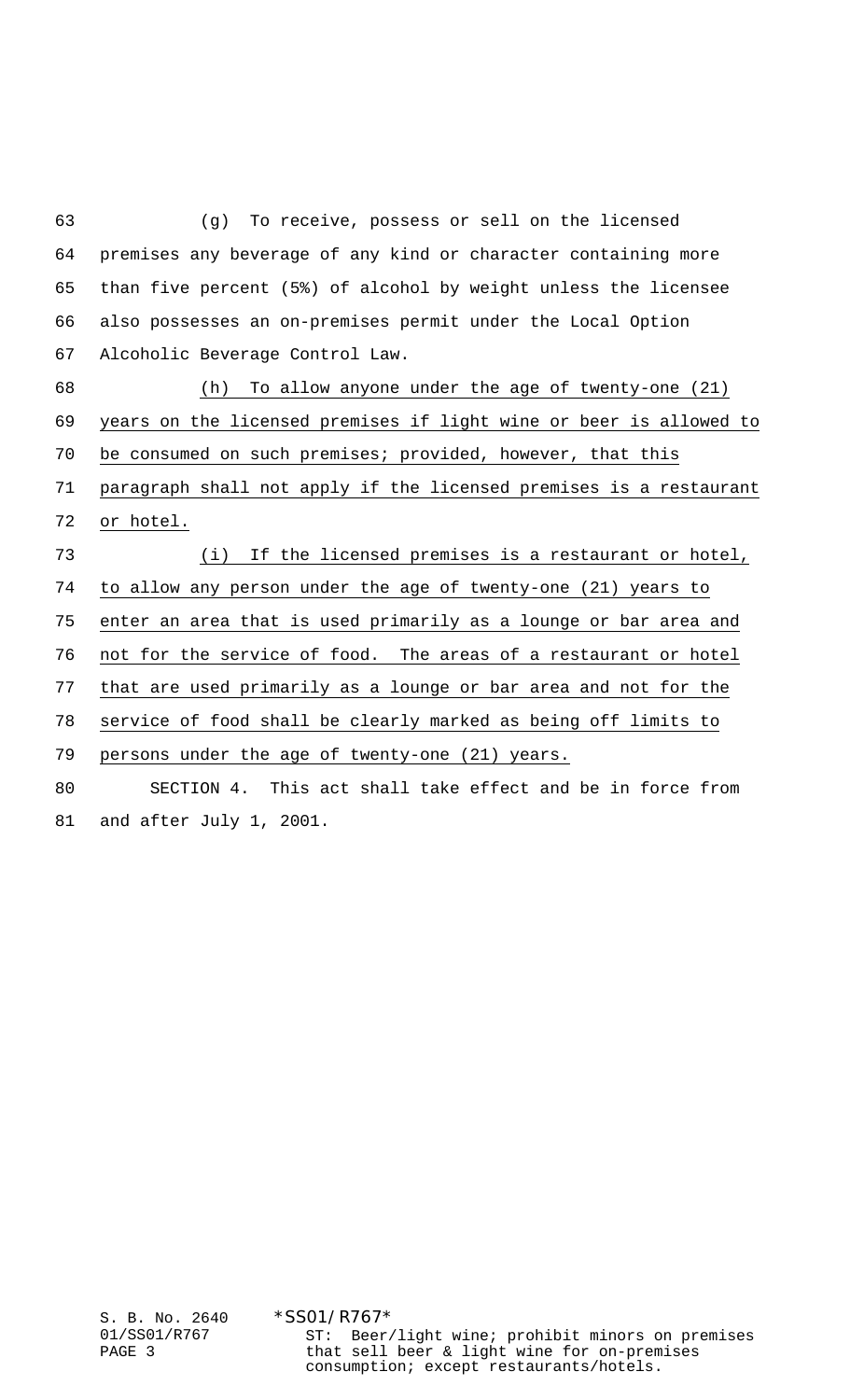(g) To receive, possess or sell on the licensed premises any beverage of any kind or character containing more than five percent (5%) of alcohol by weight unless the licensee also possesses an on-premises permit under the Local Option Alcoholic Beverage Control Law.

(h) To allow anyone under the age of twenty-one (21) years on the licensed premises if light wine or beer is allowed to be consumed on such premises; provided, however, that this paragraph shall not apply if the licensed premises is a restaurant or hotel.

(i) If the licensed premises is a restaurant or hotel, to allow any person under the age of twenty-one (21) years to enter an area that is used primarily as a lounge or bar area and not for the service of food. The areas of a restaurant or hotel that are used primarily as a lounge or bar area and not for the service of food shall be clearly marked as being off limits to persons under the age of twenty-one (21) years.

SECTION 4. This act shall take effect and be in force from and after July 1, 2001.

ST: Beer/light wine; prohibit minors on premises that sell beer & light wine for on-premises consumption; except restaurants/hotels.